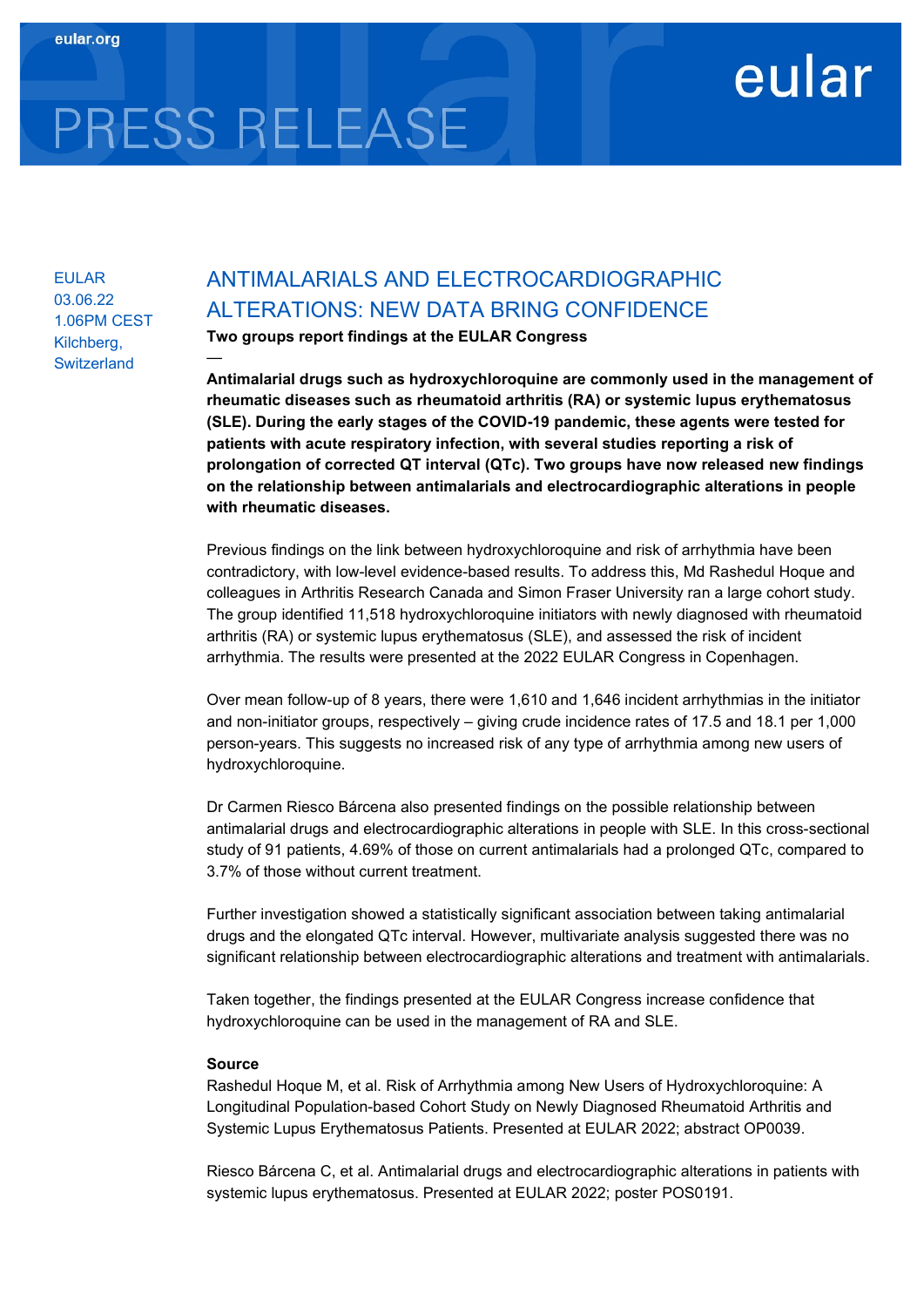eular

# PRESS RELEASE

EULAR
03.06.22
1.06PM CEST
Kilchberg, Switzerland

## ANTIMALARIALS AND ELECTROCARDIOGRAPHIC ALTERATIONS: NEW DATA BRING CONFIDENCE

**Two groups report findings at the EULAR Congress**

—

**Antimalarial drugs such as hydroxychloroquine are commonly used in the management of rheumatic diseases such as rheumatoid arthritis (RA) or systemic lupus erythematosus (SLE). During the early stages of the COVID-19 pandemic, these agents were tested for patients with acute respiratory infection, with several studies reporting a risk of prolongation of corrected QT interval (QTc). Two groups have now released new findings on the relationship between antimalarials and electrocardiographic alterations in people with rheumatic diseases.**

Previous findings on the link between hydroxychloroquine and risk of arrhythmia have been contradictory, with low-level evidence-based results. To address this, Md Rashedul Hoque and colleagues in Arthritis Research Canada and Simon Fraser University ran a large cohort study. The group identified 11,518 hydroxychloroquine initiators with newly diagnosed with rheumatoid arthritis (RA) or systemic lupus erythematosus (SLE), and assessed the risk of incident arrhythmia. The results were presented at the 2022 EULAR Congress in Copenhagen.

Over mean follow-up of 8 years, there were 1,610 and 1,646 incident arrhythmias in the initiator and non-initiator groups, respectively – giving crude incidence rates of 17.5 and 18.1 per 1,000 person-years. This suggests no increased risk of any type of arrhythmia among new users of hydroxychloroquine.

Dr Carmen Riesco Bárcena also presented findings on the possible relationship between antimalarial drugs and electrocardiographic alterations in people with SLE. In this cross-sectional study of 91 patients, 4.69% of those on current antimalarials had a prolonged QTc, compared to 3.7% of those without current treatment.

Further investigation showed a statistically significant association between taking antimalarial drugs and the elongated QTc interval. However, multivariate analysis suggested there was no significant relationship between electrocardiographic alterations and treatment with antimalarials.

Taken together, the findings presented at the EULAR Congress increase confidence that hydroxychloroquine can be used in the management of RA and SLE.

**Source**

Rashedul Hoque M, et al. Risk of Arrhythmia among New Users of Hydroxychloroquine: A Longitudinal Population-based Cohort Study on Newly Diagnosed Rheumatoid Arthritis and Systemic Lupus Erythematosus Patients. Presented at EULAR 2022; abstract OP0039.

Riesco Bárcena C, et al. Antimalarial drugs and electrocardiographic alterations in patients with systemic lupus erythematosus. Presented at EULAR 2022; poster POS0191.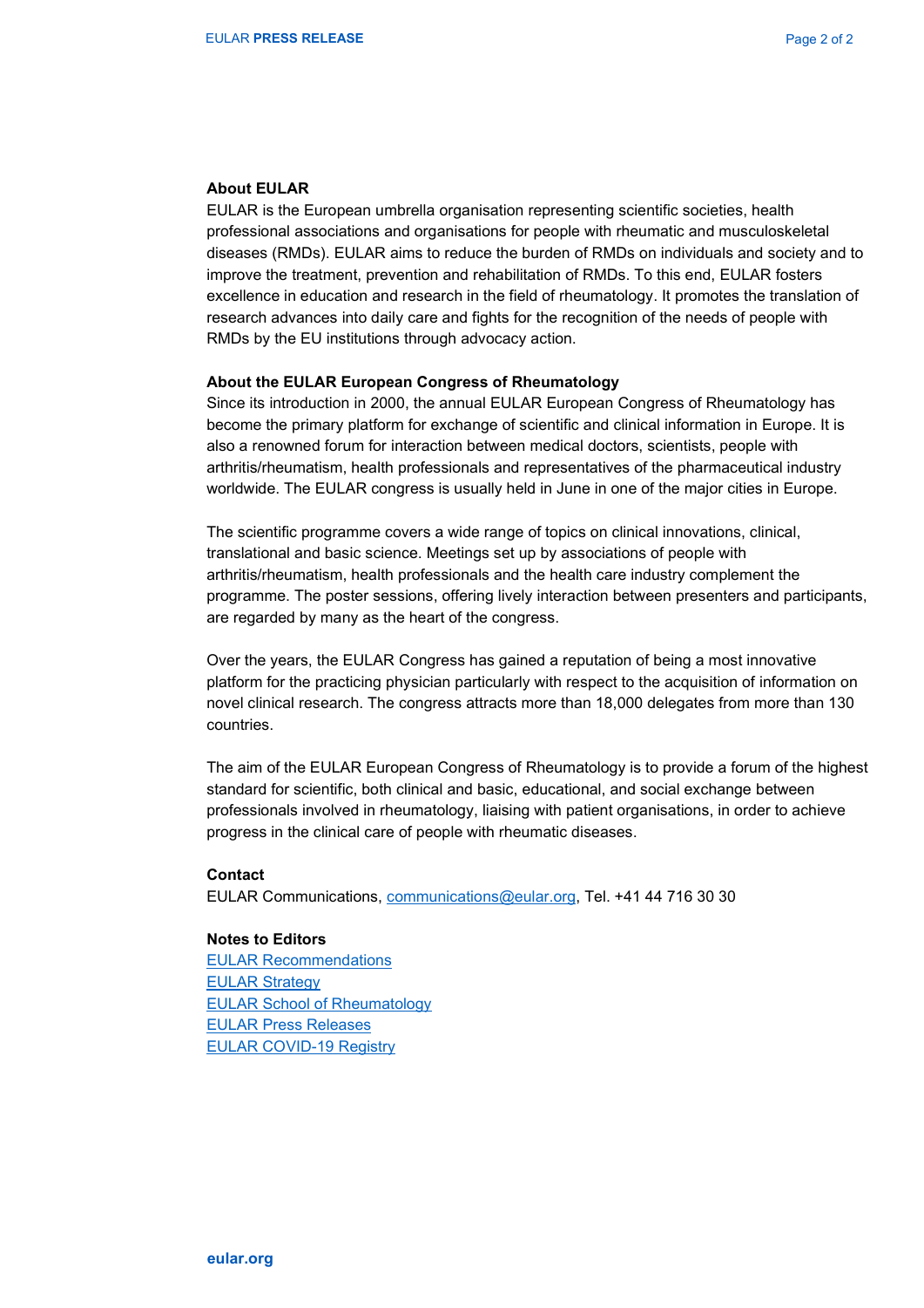**About EULAR**

EULAR is the European umbrella organisation representing scientific societies, health professional associations and organisations for people with rheumatic and musculoskeletal diseases (RMDs). EULAR aims to reduce the burden of RMDs on individuals and society and to improve the treatment, prevention and rehabilitation of RMDs. To this end, EULAR fosters excellence in education and research in the field of rheumatology. It promotes the translation of research advances into daily care and fights for the recognition of the needs of people with RMDs by the EU institutions through advocacy action.

**About the EULAR European Congress of Rheumatology**

Since its introduction in 2000, the annual EULAR European Congress of Rheumatology has become the primary platform for exchange of scientific and clinical information in Europe. It is also a renowned forum for interaction between medical doctors, scientists, people with arthritis/rheumatism, health professionals and representatives of the pharmaceutical industry worldwide. The EULAR congress is usually held in June in one of the major cities in Europe.

The scientific programme covers a wide range of topics on clinical innovations, clinical, translational and basic science. Meetings set up by associations of people with arthritis/rheumatism, health professionals and the health care industry complement the programme. The poster sessions, offering lively interaction between presenters and participants, are regarded by many as the heart of the congress.

Over the years, the EULAR Congress has gained a reputation of being a most innovative platform for the practicing physician particularly with respect to the acquisition of information on novel clinical research. The congress attracts more than 18,000 delegates from more than 130 countries.

The aim of the EULAR European Congress of Rheumatology is to provide a forum of the highest standard for scientific, both clinical and basic, educational, and social exchange between professionals involved in rheumatology, liaising with patient organisations, in order to achieve progress in the clinical care of people with rheumatic diseases.

**Contact**

EULAR Communications, communications@eular.org, Tel. +41 44 716 30 30

**Notes to Editors**

EULAR Recommendations
EULAR Strategy
EULAR School of Rheumatology
EULAR Press Releases
EULAR COVID-19 Registry